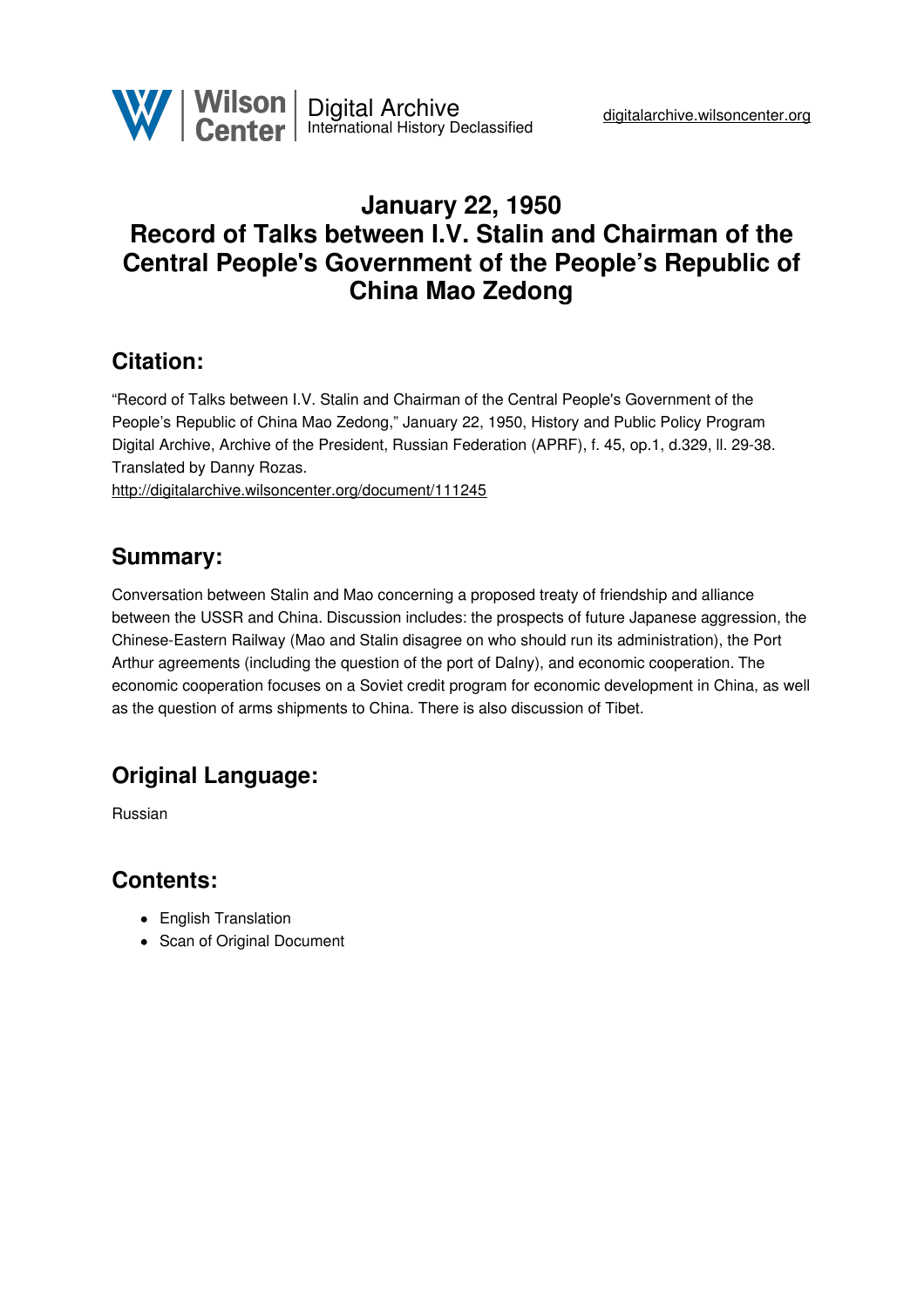# January 22, 1950
# Record of Talks between I.V. Stalin and Chairman of the Central People's Government of the People's Republic of China Mao Zedong

## Citation:

"Record of Talks between I.V. Stalin and Chairman of the Central People's Government of the People's Republic of China Mao Zedong," January 22, 1950, History and Public Policy Program Digital Archive, Archive of the President, Russian Federation (APRF), f. 45, op.1, d.329, ll. 29-38. Translated by Danny Rozas.
http://digitalarchive.wilsoncenter.org/document/111245

## Summary:

Conversation between Stalin and Mao concerning a proposed treaty of friendship and alliance between the USSR and China. Discussion includes: the prospects of future Japanese aggression, the Chinese-Eastern Railway (Mao and Stalin disagree on who should run its administration), the Port Arthur agreements (including the question of the port of Dalny), and economic cooperation. The economic cooperation focuses on a Soviet credit program for economic development in China, as well as the question of arms shipments to China. There is also discussion of Tibet.

## Original Language:

Russian

## Contents:

- English Translation
- Scan of Original Document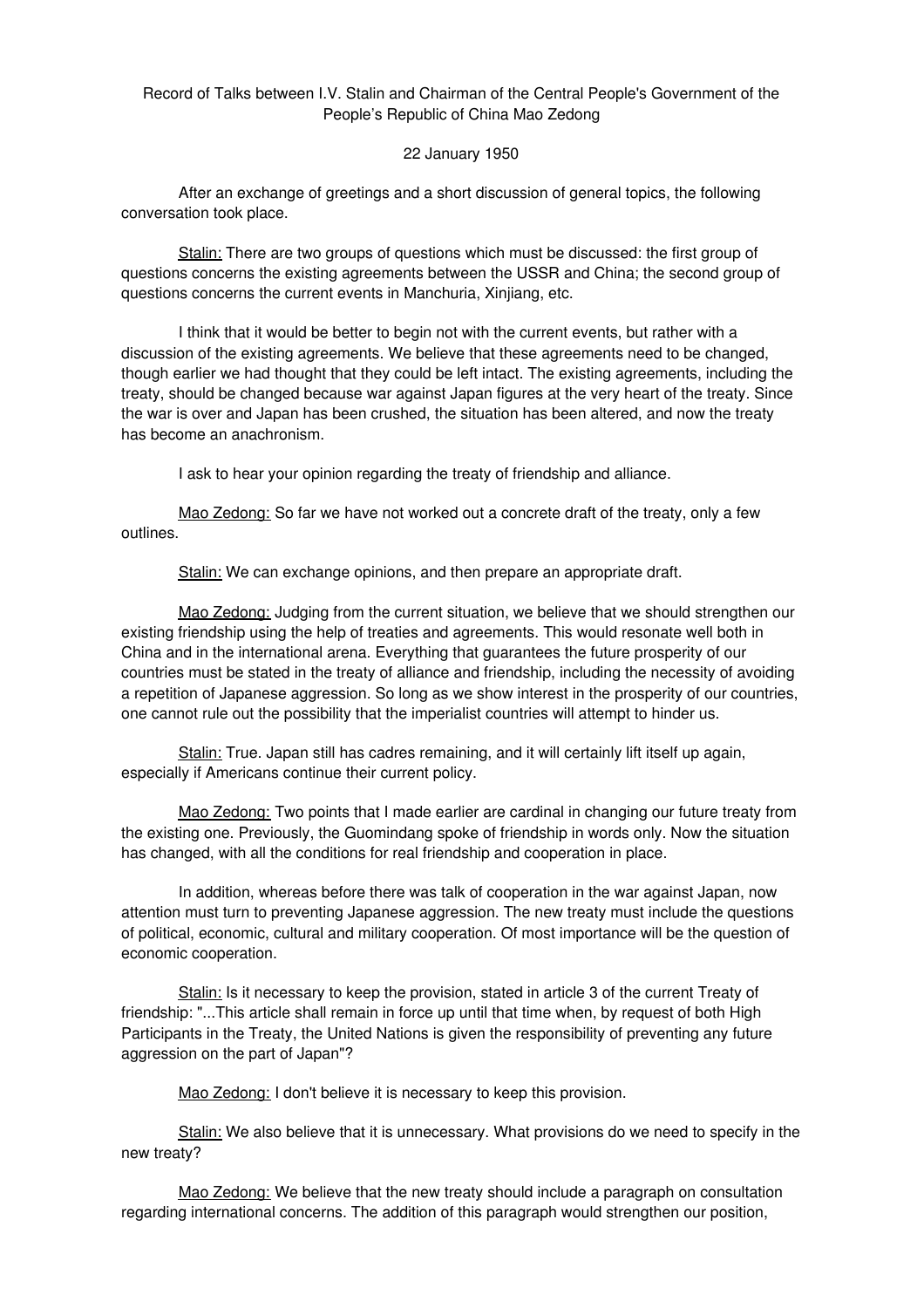Record of Talks between I.V. Stalin and Chairman of the Central People's Government of the People's Republic of China Mao Zedong

22 January 1950

After an exchange of greetings and a short discussion of general topics, the following conversation took place.

Stalin: There are two groups of questions which must be discussed: the first group of questions concerns the existing agreements between the USSR and China; the second group of questions concerns the current events in Manchuria, Xinjiang, etc.

I think that it would be better to begin not with the current events, but rather with a discussion of the existing agreements. We believe that these agreements need to be changed, though earlier we had thought that they could be left intact. The existing agreements, including the treaty, should be changed because war against Japan figures at the very heart of the treaty. Since the war is over and Japan has been crushed, the situation has been altered, and now the treaty has become an anachronism.

I ask to hear your opinion regarding the treaty of friendship and alliance.

Mao Zedong: So far we have not worked out a concrete draft of the treaty, only a few outlines.

Stalin: We can exchange opinions, and then prepare an appropriate draft.

Mao Zedong: Judging from the current situation, we believe that we should strengthen our existing friendship using the help of treaties and agreements. This would resonate well both in China and in the international arena. Everything that guarantees the future prosperity of our countries must be stated in the treaty of alliance and friendship, including the necessity of avoiding a repetition of Japanese aggression. So long as we show interest in the prosperity of our countries, one cannot rule out the possibility that the imperialist countries will attempt to hinder us.

Stalin: True. Japan still has cadres remaining, and it will certainly lift itself up again, especially if Americans continue their current policy.

Mao Zedong: Two points that I made earlier are cardinal in changing our future treaty from the existing one. Previously, the Guomindang spoke of friendship in words only. Now the situation has changed, with all the conditions for real friendship and cooperation in place.

In addition, whereas before there was talk of cooperation in the war against Japan, now attention must turn to preventing Japanese aggression. The new treaty must include the questions of political, economic, cultural and military cooperation. Of most importance will be the question of economic cooperation.

Stalin: Is it necessary to keep the provision, stated in article 3 of the current Treaty of friendship: "...This article shall remain in force up until that time when, by request of both High Participants in the Treaty, the United Nations is given the responsibility of preventing any future aggression on the part of Japan"?

Mao Zedong: I don't believe it is necessary to keep this provision.

Stalin: We also believe that it is unnecessary. What provisions do we need to specify in the new treaty?

Mao Zedong: We believe that the new treaty should include a paragraph on consultation regarding international concerns. The addition of this paragraph would strengthen our position,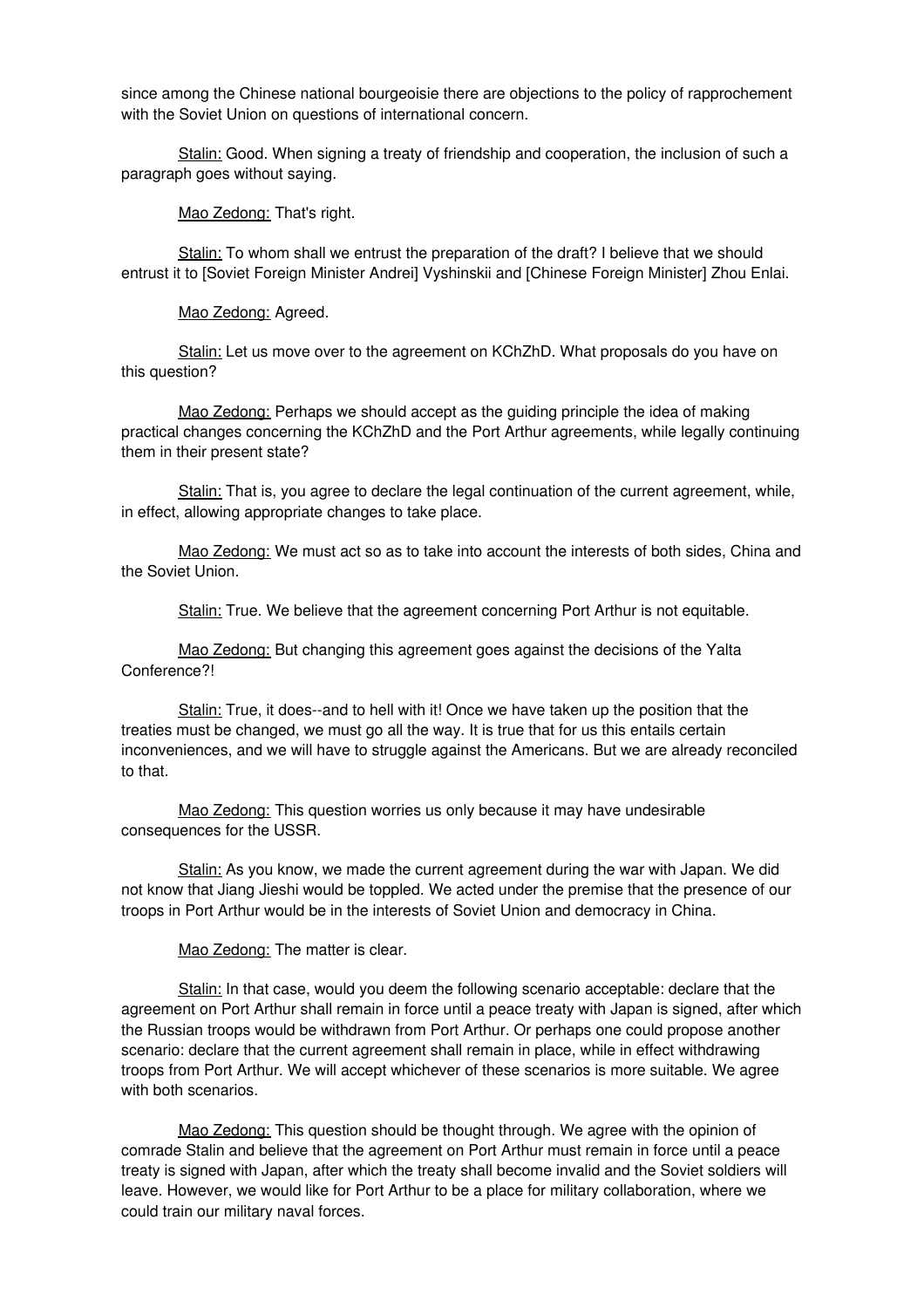since among the Chinese national bourgeoisie there are objections to the policy of rapprochement with the Soviet Union on questions of international concern.

Stalin: Good. When signing a treaty of friendship and cooperation, the inclusion of such a paragraph goes without saying.

Mao Zedong: That's right.

Stalin: To whom shall we entrust the preparation of the draft? I believe that we should entrust it to [Soviet Foreign Minister Andrei] Vyshinskii and [Chinese Foreign Minister] Zhou Enlai.

Mao Zedong: Agreed.

Stalin: Let us move over to the agreement on KChZhD. What proposals do you have on this question?

Mao Zedong: Perhaps we should accept as the guiding principle the idea of making practical changes concerning the KChZhD and the Port Arthur agreements, while legally continuing them in their present state?

Stalin: That is, you agree to declare the legal continuation of the current agreement, while, in effect, allowing appropriate changes to take place.

Mao Zedong: We must act so as to take into account the interests of both sides, China and the Soviet Union.

Stalin: True. We believe that the agreement concerning Port Arthur is not equitable.

Mao Zedong: But changing this agreement goes against the decisions of the Yalta Conference?!

Stalin: True, it does--and to hell with it! Once we have taken up the position that the treaties must be changed, we must go all the way. It is true that for us this entails certain inconveniences, and we will have to struggle against the Americans. But we are already reconciled to that.

Mao Zedong: This question worries us only because it may have undesirable consequences for the USSR.

Stalin: As you know, we made the current agreement during the war with Japan. We did not know that Jiang Jieshi would be toppled. We acted under the premise that the presence of our troops in Port Arthur would be in the interests of Soviet Union and democracy in China.

Mao Zedong: The matter is clear.

Stalin: In that case, would you deem the following scenario acceptable: declare that the agreement on Port Arthur shall remain in force until a peace treaty with Japan is signed, after which the Russian troops would be withdrawn from Port Arthur. Or perhaps one could propose another scenario: declare that the current agreement shall remain in place, while in effect withdrawing troops from Port Arthur. We will accept whichever of these scenarios is more suitable. We agree with both scenarios.

Mao Zedong: This question should be thought through. We agree with the opinion of comrade Stalin and believe that the agreement on Port Arthur must remain in force until a peace treaty is signed with Japan, after which the treaty shall become invalid and the Soviet soldiers will leave. However, we would like for Port Arthur to be a place for military collaboration, where we could train our military naval forces.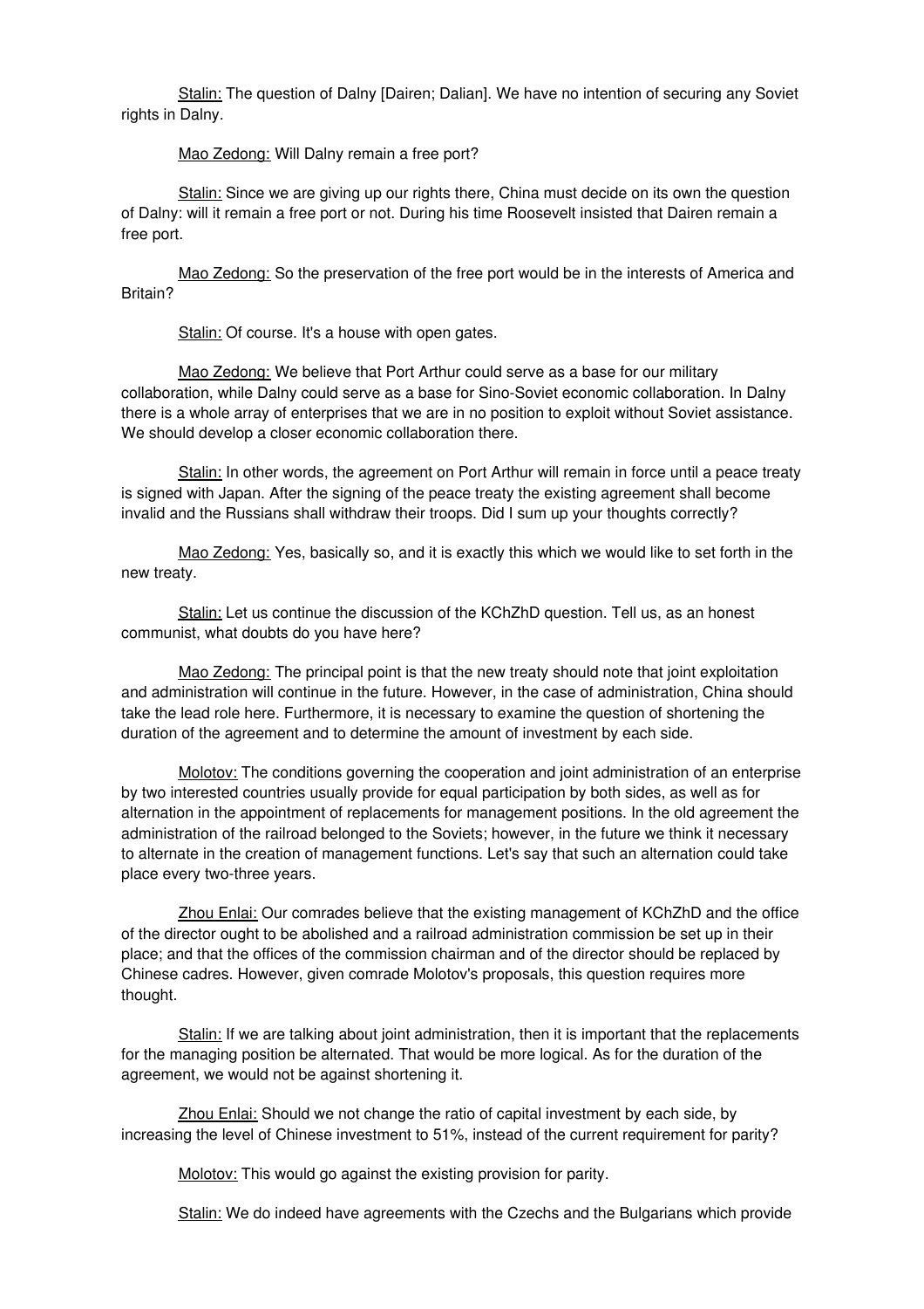Stalin: The question of Dalny [Dairen; Dalian]. We have no intention of securing any Soviet rights in Dalny.

Mao Zedong: Will Dalny remain a free port?

Stalin: Since we are giving up our rights there, China must decide on its own the question of Dalny: will it remain a free port or not. During his time Roosevelt insisted that Dairen remain a free port.

Mao Zedong: So the preservation of the free port would be in the interests of America and Britain?

Stalin: Of course. It's a house with open gates.

Mao Zedong: We believe that Port Arthur could serve as a base for our military collaboration, while Dalny could serve as a base for Sino-Soviet economic collaboration. In Dalny there is a whole array of enterprises that we are in no position to exploit without Soviet assistance. We should develop a closer economic collaboration there.

Stalin: In other words, the agreement on Port Arthur will remain in force until a peace treaty is signed with Japan. After the signing of the peace treaty the existing agreement shall become invalid and the Russians shall withdraw their troops. Did I sum up your thoughts correctly?

Mao Zedong: Yes, basically so, and it is exactly this which we would like to set forth in the new treaty.

Stalin: Let us continue the discussion of the KChZhD question. Tell us, as an honest communist, what doubts do you have here?

Mao Zedong: The principal point is that the new treaty should note that joint exploitation and administration will continue in the future. However, in the case of administration, China should take the lead role here. Furthermore, it is necessary to examine the question of shortening the duration of the agreement and to determine the amount of investment by each side.

Molotov: The conditions governing the cooperation and joint administration of an enterprise by two interested countries usually provide for equal participation by both sides, as well as for alternation in the appointment of replacements for management positions. In the old agreement the administration of the railroad belonged to the Soviets; however, in the future we think it necessary to alternate in the creation of management functions. Let's say that such an alternation could take place every two-three years.

Zhou Enlai: Our comrades believe that the existing management of KChZhD and the office of the director ought to be abolished and a railroad administration commission be set up in their place; and that the offices of the commission chairman and of the director should be replaced by Chinese cadres. However, given comrade Molotov's proposals, this question requires more thought.

Stalin: If we are talking about joint administration, then it is important that the replacements for the managing position be alternated. That would be more logical. As for the duration of the agreement, we would not be against shortening it.

Zhou Enlai: Should we not change the ratio of capital investment by each side, by increasing the level of Chinese investment to 51%, instead of the current requirement for parity?

Molotov: This would go against the existing provision for parity.

Stalin: We do indeed have agreements with the Czechs and the Bulgarians which provide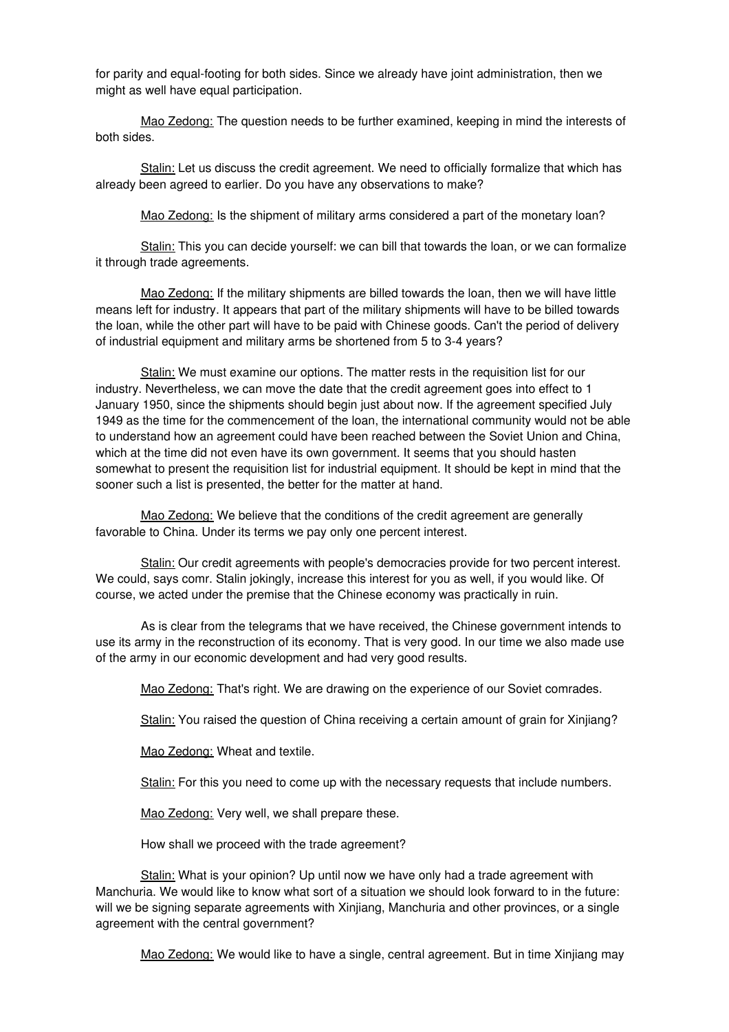for parity and equal-footing for both sides. Since we already have joint administration, then we might as well have equal participation.

Mao Zedong: The question needs to be further examined, keeping in mind the interests of both sides.

Stalin: Let us discuss the credit agreement. We need to officially formalize that which has already been agreed to earlier. Do you have any observations to make?

Mao Zedong: Is the shipment of military arms considered a part of the monetary loan?

Stalin: This you can decide yourself: we can bill that towards the loan, or we can formalize it through trade agreements.

Mao Zedong: If the military shipments are billed towards the loan, then we will have little means left for industry. It appears that part of the military shipments will have to be billed towards the loan, while the other part will have to be paid with Chinese goods. Can't the period of delivery of industrial equipment and military arms be shortened from 5 to 3-4 years?

Stalin: We must examine our options. The matter rests in the requisition list for our industry. Nevertheless, we can move the date that the credit agreement goes into effect to 1 January 1950, since the shipments should begin just about now. If the agreement specified July 1949 as the time for the commencement of the loan, the international community would not be able to understand how an agreement could have been reached between the Soviet Union and China, which at the time did not even have its own government. It seems that you should hasten somewhat to present the requisition list for industrial equipment. It should be kept in mind that the sooner such a list is presented, the better for the matter at hand.

Mao Zedong: We believe that the conditions of the credit agreement are generally favorable to China. Under its terms we pay only one percent interest.

Stalin: Our credit agreements with people's democracies provide for two percent interest. We could, says comr. Stalin jokingly, increase this interest for you as well, if you would like. Of course, we acted under the premise that the Chinese economy was practically in ruin.

As is clear from the telegrams that we have received, the Chinese government intends to use its army in the reconstruction of its economy. That is very good. In our time we also made use of the army in our economic development and had very good results.

Mao Zedong: That's right. We are drawing on the experience of our Soviet comrades.

Stalin: You raised the question of China receiving a certain amount of grain for Xinjiang?

Mao Zedong: Wheat and textile.

Stalin: For this you need to come up with the necessary requests that include numbers.

Mao Zedong: Very well, we shall prepare these.

How shall we proceed with the trade agreement?

Stalin: What is your opinion? Up until now we have only had a trade agreement with Manchuria. We would like to know what sort of a situation we should look forward to in the future: will we be signing separate agreements with Xinjiang, Manchuria and other provinces, or a single agreement with the central government?

Mao Zedong: We would like to have a single, central agreement. But in time Xinjiang may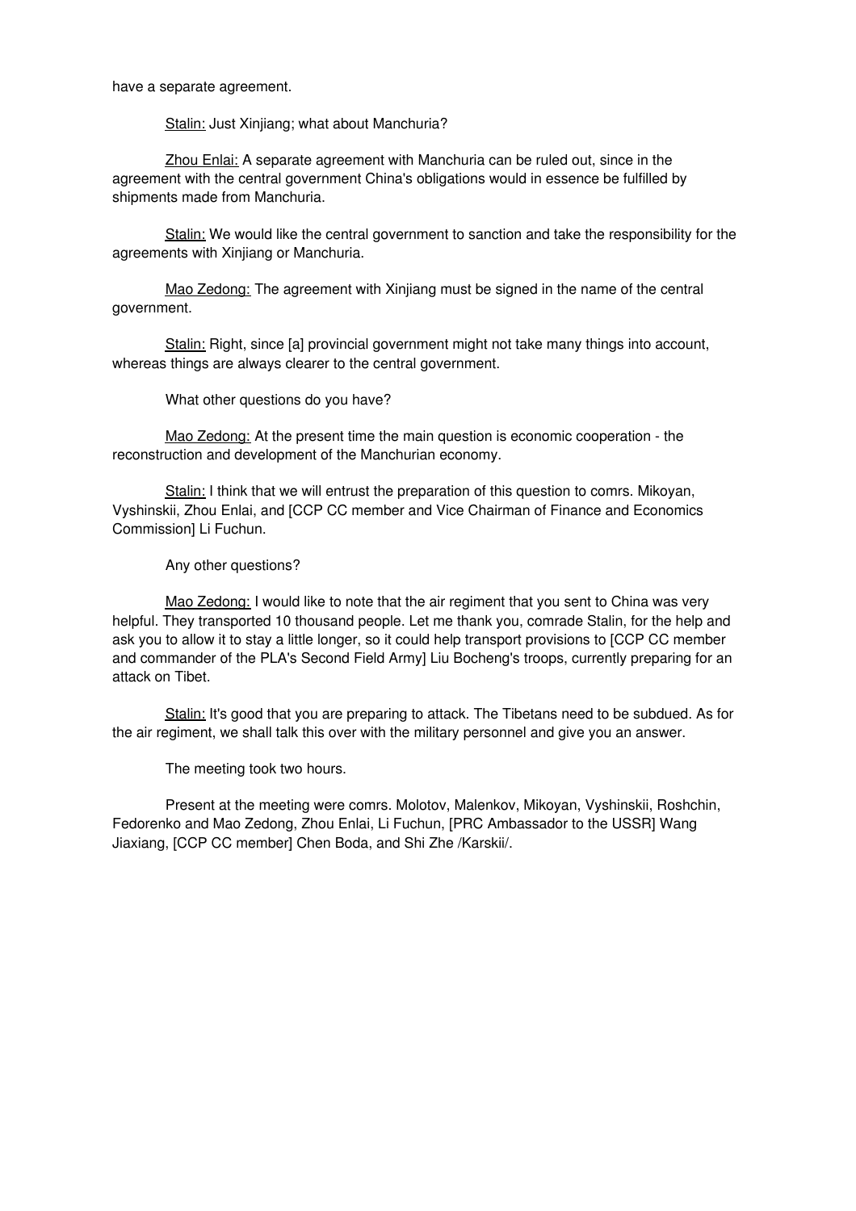have a separate agreement.

Stalin: Just Xinjiang; what about Manchuria?

Zhou Enlai: A separate agreement with Manchuria can be ruled out, since in the agreement with the central government China's obligations would in essence be fulfilled by shipments made from Manchuria.

Stalin: We would like the central government to sanction and take the responsibility for the agreements with Xinjiang or Manchuria.

Mao Zedong: The agreement with Xinjiang must be signed in the name of the central government.

Stalin: Right, since [a] provincial government might not take many things into account, whereas things are always clearer to the central government.

What other questions do you have?

Mao Zedong: At the present time the main question is economic cooperation - the reconstruction and development of the Manchurian economy.

Stalin: I think that we will entrust the preparation of this question to comrs. Mikoyan, Vyshinskii, Zhou Enlai, and [CCP CC member and Vice Chairman of Finance and Economics Commission] Li Fuchun.

Any other questions?

Mao Zedong: I would like to note that the air regiment that you sent to China was very helpful. They transported 10 thousand people. Let me thank you, comrade Stalin, for the help and ask you to allow it to stay a little longer, so it could help transport provisions to [CCP CC member and commander of the PLA's Second Field Army] Liu Bocheng's troops, currently preparing for an attack on Tibet.

Stalin: It's good that you are preparing to attack. The Tibetans need to be subdued. As for the air regiment, we shall talk this over with the military personnel and give you an answer.

The meeting took two hours.

Present at the meeting were comrs. Molotov, Malenkov, Mikoyan, Vyshinskii, Roshchin, Fedorenko and Mao Zedong, Zhou Enlai, Li Fuchun, [PRC Ambassador to the USSR] Wang Jiaxiang, [CCP CC member] Chen Boda, and Shi Zhe /Karskii/.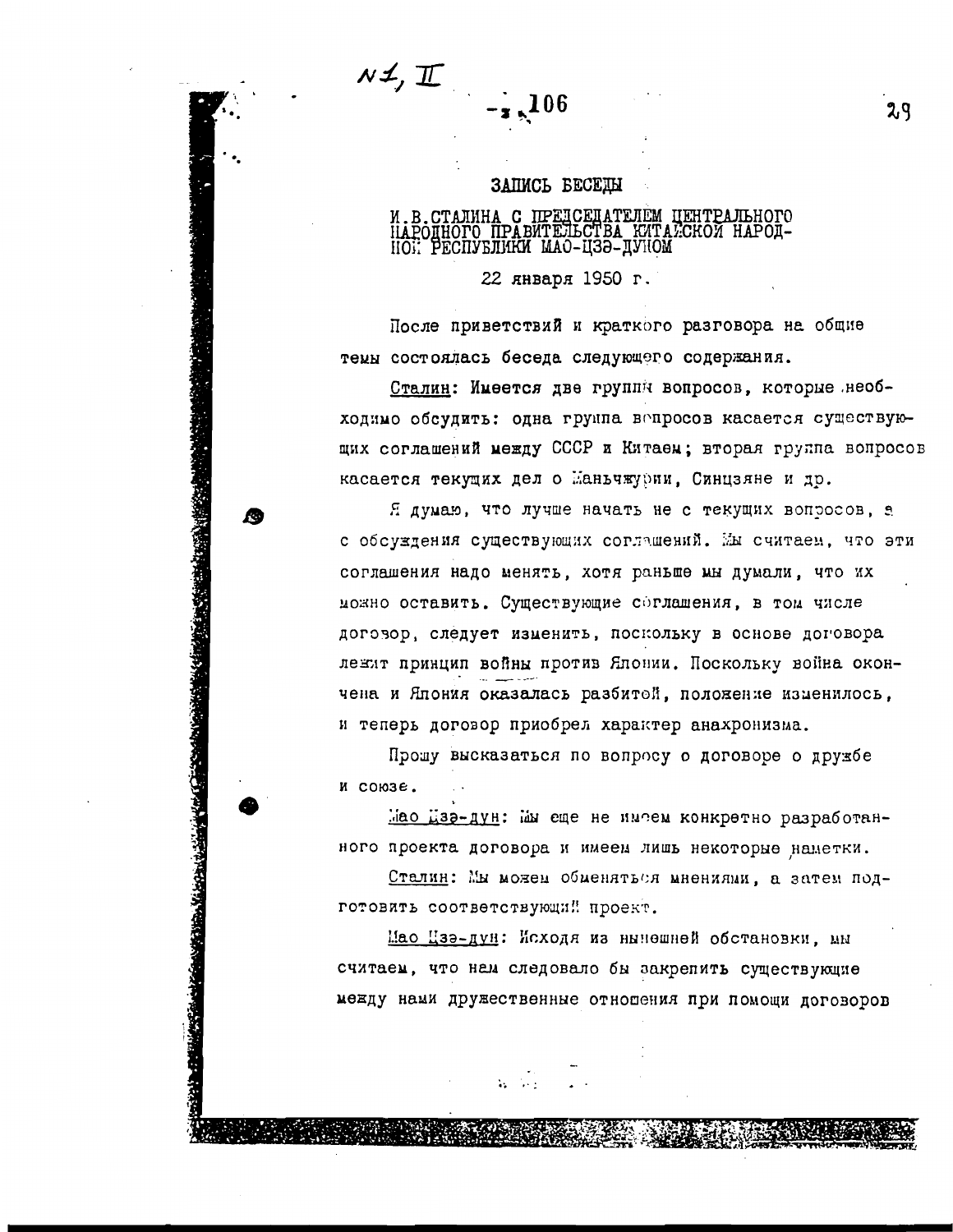N1, II

## ЗАПИСЬ БЕСЕДЫ

### И.В.СТАЛИНА С ПРЕДСЕДАТЕЛЕМ ЦЕНТРАЛЬНОГО НАРОДНОГО ПРАВИТЕЛЬСТВА КИТАЙСКОЙ НАРОДНОЙ РЕСПУБЛИКИ МАО-ЦЗЭ-ДУНОМ

22 января 1950 г.

После приветствий и краткого разговора на общие темы состоялась беседа следующего содержания.

Сталин: Имеется две группы вопросов, которые необходимо обсудить: одна группа вопросов касается существующих соглашений между СССР и Китаем; вторая группа вопросов касается текущих дел о Маньчжурии, Синцзяне и др.

Я думаю, что лучше начать не с текущих вопросов, а с обсуждения существующих соглашений. Мы считаем, что эти соглашения надо менять, хотя раньше мы думали, что их можно оставить. Существующие соглашения, в том числе договор, следует изменить, поскольку в основе договора лежит принцип войны против Японии. Поскольку война окончена и Япония оказалась разбитой, положение изменилось, и теперь договор приобрел характер анахронизма.

Прошу высказаться по вопросу о договоре о дружбе и союзе.

Мао Цзэ-дун: Мы еще не имеем конкретно разработанного проекта договора и имеем лишь некоторые наметки.

Сталин: Мы можем обменяться мнениями, а затем подготовить соответствующий проект.

Мао Цзэ-дун: Исходя из нынешней обстановки, мы считаем, что нам следовало бы закрепить существующие между нами дружественные отношения при помощи договоров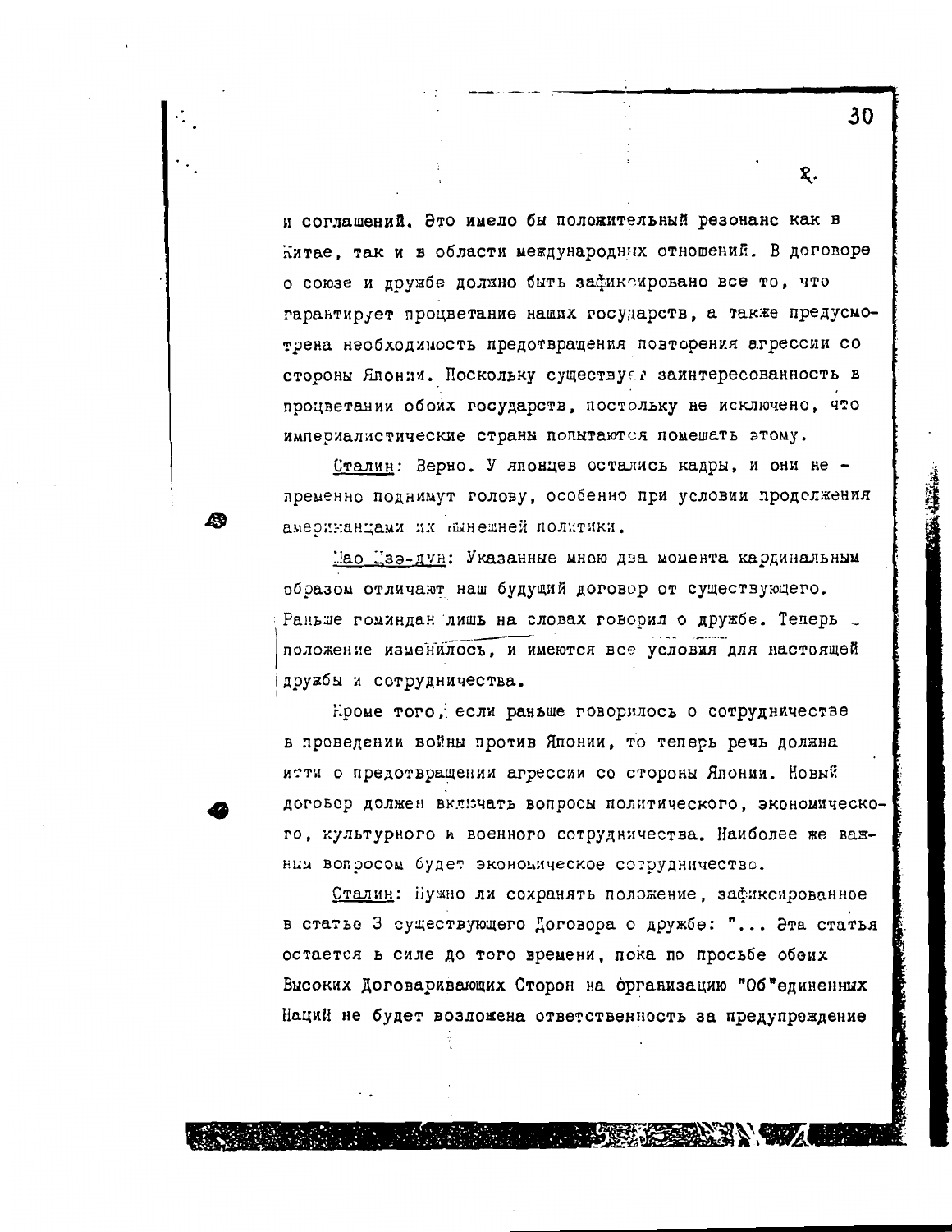и соглашений. Это имело бы положительный резонанс как в Китае, так и в области международных отношений. В договоре о союзе и дружбе должно быть зафиксировано все то, что гарантирует процветание наших государств, а также предусмотрена необходимость предотвращения повторения агрессии со стороны Японии. Поскольку существует заинтересованность в процветании обоих государств, постольку не исключено, что империалистические страны попытаются помешать этому.

<u>Сталин</u>: Верно. У японцев остались кадры, и они непременно поднимут голову, особенно при условии продолжения американцами их нынешней политики.

<u>Мао Цзэ-дун</u>: Указанные мною два момента кардинальным образом отличают наш будущий договор от существующего. Раньше гоминдан лишь на словах говорил о дружбе. Теперь положение изменилось, и имеются все условия для настоящей дружбы и сотрудничества.

Кроме того, если раньше говорилось о сотрудничестве в проведении войны против Японии, то теперь речь должна итти о предотвращении агрессии со стороны Японии. Новый договор должен включать вопросы политического, экономического, культурного и военного сотрудничества. Наиболее же важным вопросом будет экономическое сотрудничество.

<u>Сталин</u>: Нужно ли сохранять положение, зафиксированное в статье 3 существующего Договора о дружбе: "... Эта статья остается в силе до того времени, пока по просьбе обеих Высоких Договаривающих Сторон на организацию "Об"единенных Наций не будет возложена ответственность за предупреждение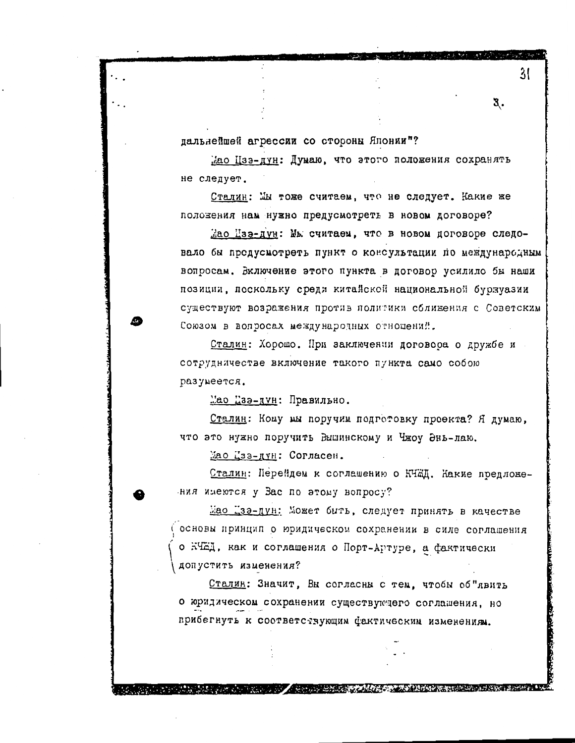дальнейшей агрессии со стороны Японии"?

Мао Цзэ-дун: Думаю, что этого положения сохранять не следует.

Сталин: Мы тоже считаем, что не следует. Какие же положения нам нужно предусмотреть в новом договоре?

Мао Цзэ-дун: Мы считаем, что в новом договоре следовало бы предусмотреть пункт о консультации по международным вопросам. Включение этого пункта в договор усилило бы наши позиции, поскольку среди китайской национальной буржуазии существуют возражения против политики сближения с Советским Союзом в вопросах международных отношений.

Сталин: Хорошо. При заключении договора о дружбе и сотрудничестве включение такого пункта само собою разумеется.

Мао Цзэ-дун: Правильно.

Сталин: Кому мы поручим подготовку проекта? Я думаю, что это нужно поручить Вышинскому и Чжоу Энь-лаю.

Мао Цзэ-дун: Согласен.

Сталин: Перейдем к соглашению о КЧЖД. Какие предложения имеются у Вас по этому вопросу?

Мао Цзэ-дун: Может быть, следует принять в качестве основы принцип о юридическом сохранении в силе соглашения о КЧЖД, как и соглашения о Порт-Артуре, а фактически допустить изменения?

Сталин: Значит, Вы согласны с тем, чтобы об"явить о юридическом сохранении существующего соглашения, но прибегнуть к соответствующим фактическим изменениям.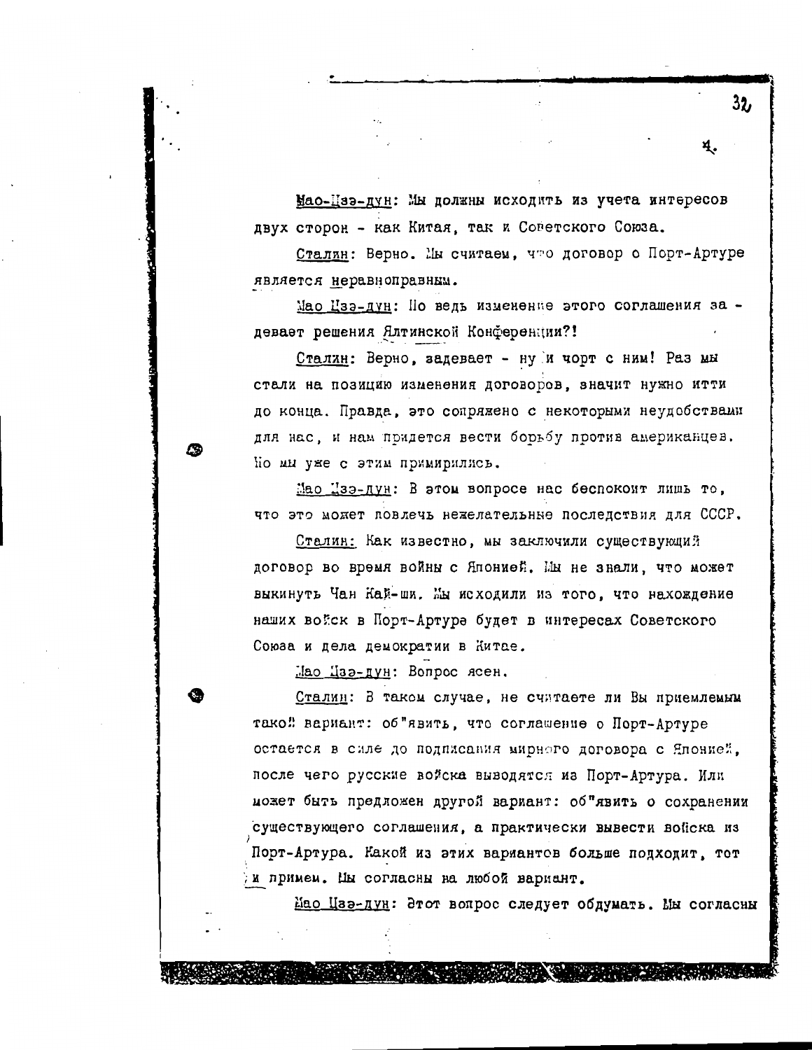Мао-Цзэ-дун: Мы должны исходить из учета интересов двух сторон - как Китая, так и Советского Союза.

Сталин: Верно. Мы считаем, что договор о Порт-Артуре является неравноправным.

Мао Цзэ-дун: Но ведь изменение этого соглашения задевает решения Ялтинской Конференции?!

Сталин: Верно, задевает - ну и чорт с ним! Раз мы стали на позицию изменения договоров, значит нужно итти до конца. Правда, это сопряжено с некоторыми неудобствами для нас, и нам придется вести борьбу против американцев. Но мы уже с этим примирились.

Мао Цзэ-дун: В этом вопросе нас беспокоит лишь то, что это может повлечь нежелательные последствия для СССР.

Сталин: Как известно, мы заключили существующий договор во время войны с Японией. Мы не знали, что может выкинуть Чан Кай-ши. Мы исходили из того, что нахождение наших войск в Порт-Артуре будет в интересах Советского Союза и дела демократии в Китае.

Мао Цзэ-дун: Вопрос ясен.

Сталин: В таком случае, не считаете ли Вы приемлемым такой вариант: объявить, что соглашение о Порт-Артуре остается в силе до подписания мирного договора с Японией, после чего русские войска выводятся из Порт-Артура. Или может быть предложен другой вариант: объявить о сохранении существующего соглашения, а практически вывести войска из Порт-Артура. Какой из этих вариантов больше подходит, тот и примем. Мы согласны на любой вариант.

Мао Цзэ-дун: Этот вопрос следует обдумать. Мы согласны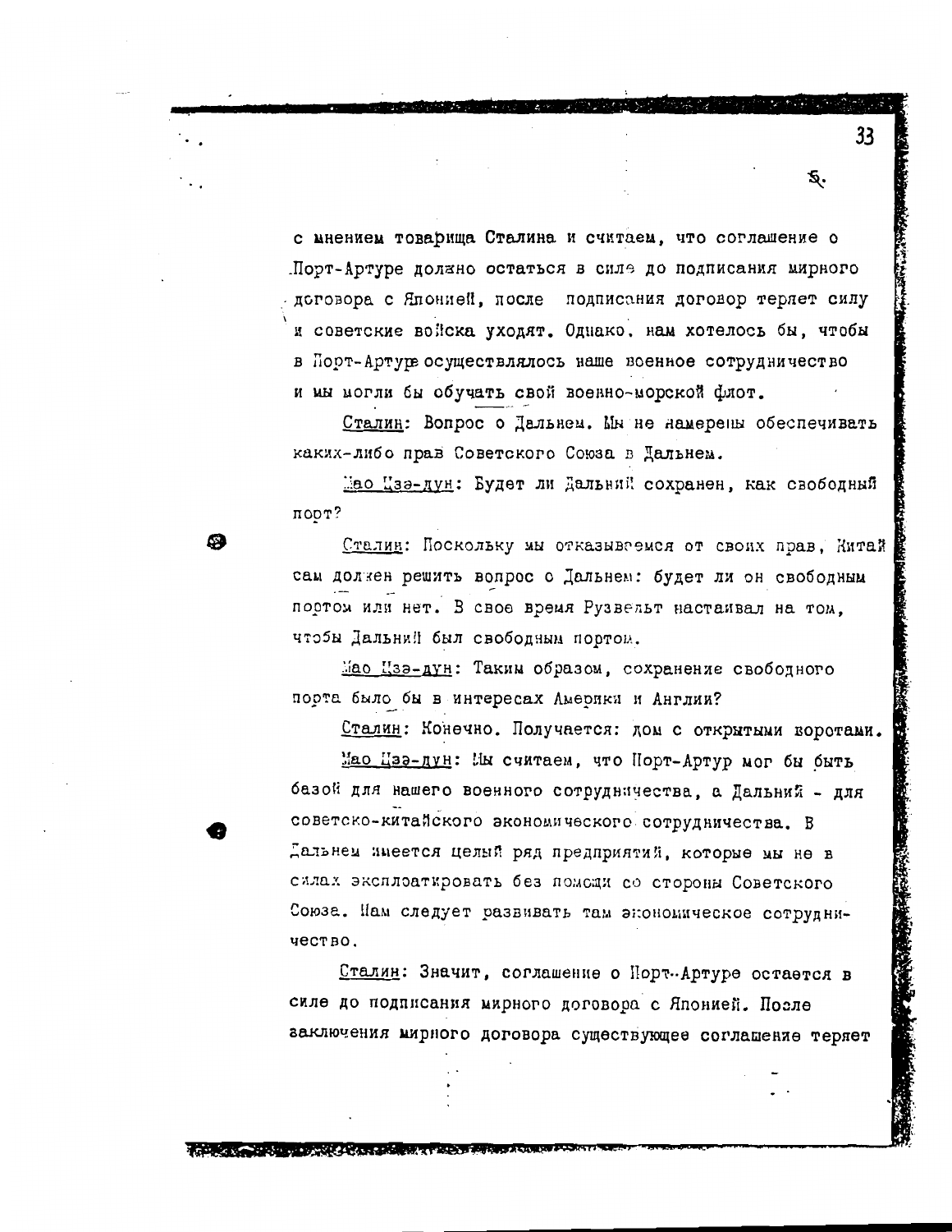с мнением товарища Сталина и считаем, что соглашение о Порт-Артуре должно остаться в силе до подписания мирного договора с Японией, после подписания договор теряет силу и советские войска уходят. Однако, нам хотелось бы, чтобы в Порт-Артуре осуществлялось наше военное сотрудничество и мы могли бы обучать свой военно-морской флот.

Сталин: Вопрос о Дальнем. Мы не намерены обеспечивать каких-либо прав Советского Союза в Дальнем.

Мао Цзэ-дун: Будет ли Дальний сохранен, как свободный порт?

Сталин: Поскольку мы отказываемся от своих прав, Китай сам должен решить вопрос о Дальнем: будет ли он свободным портом или нет. В свое время Рузвельт настаивал на том, чтобы Дальний был свободным портом.

Мао Цзэ-дун: Таким образом, сохранение свободного порта было бы в интересах Америки и Англии?

Сталин: Конечно. Получается: дом с открытыми воротами.

Мао Цзэ-дун: Мы считаем, что Порт-Артур мог бы быть базой для нашего военного сотрудничества, а Дальний - для советско-китайского экономического сотрудничества. В Дальнем имеется целый ряд предприятий, которые мы не в силах эксплоатировать без помощи со стороны Советского Союза. Нам следует развивать там экономическое сотрудничество.

Сталин: Значит, соглашение о Порт-Артуре остается в силе до подписания мирного договора с Японией. После заключения мирного договора существующее соглашение теряет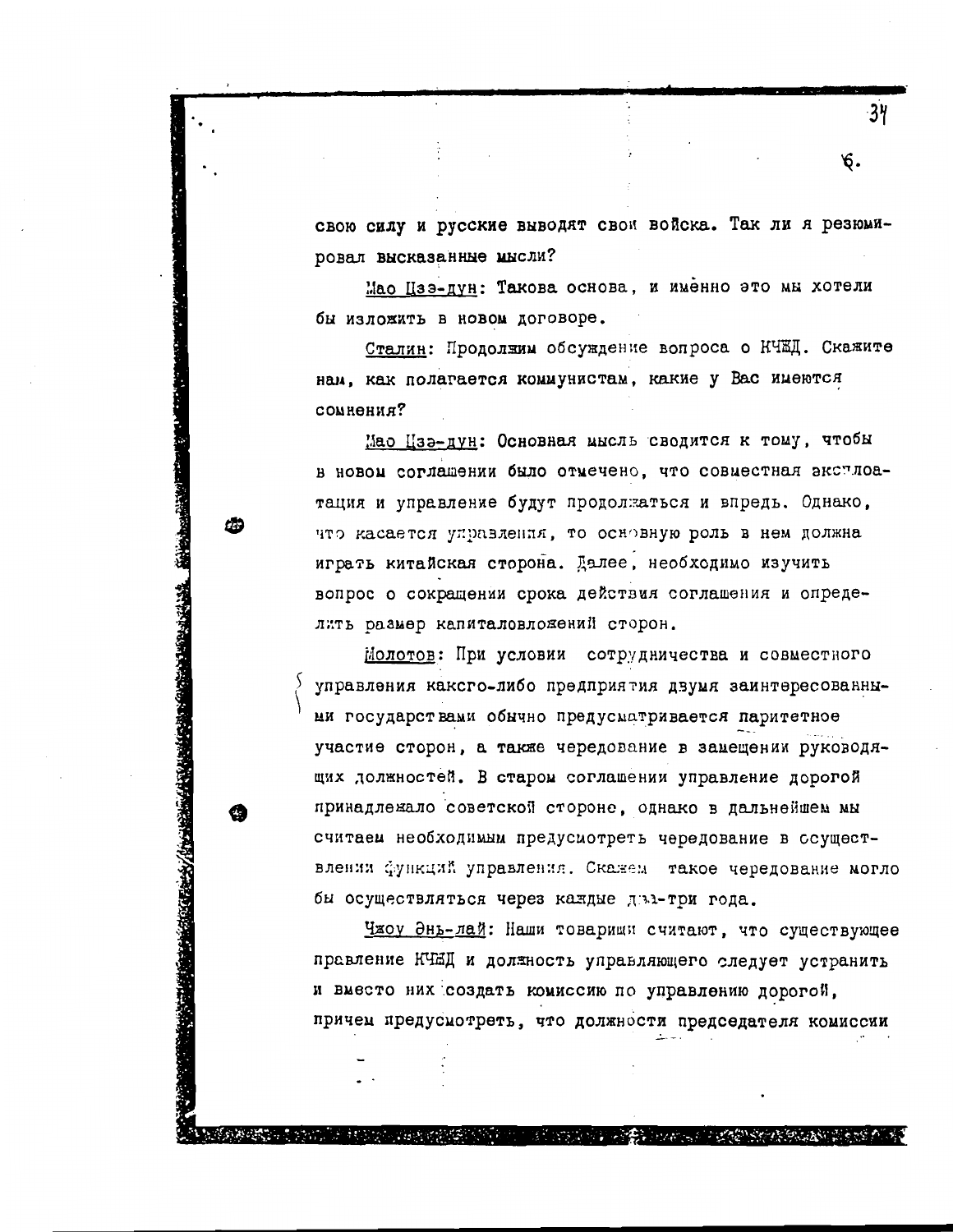свою силу и русские выводят свои войска. Так ли я резюмировал высказанные мысли?

Мао Цзэ-дун: Такова основа, и именно это мы хотели бы изложить в новом договоре.

Сталин: Продолжим обсуждение вопроса о КЧЖД. Скажите нам, как полагается коммунистам, какие у Вас имеются сомнения?

Мао Цзэ-дун: Основная мысль сводится к тому, чтобы в новом соглашении было отмечено, что совместная эксплоатация и управление будут продолжаться и впредь. Однако, что касается управления, то основную роль в нем должна играть китайская сторона. Далее, необходимо изучить вопрос о сокращении срока действия соглашения и определить размер капиталовложений сторон.

Молотов: При условии сотрудничества и совместного управления какого-либо предприятия двумя заинтересованными государствами обычно предусматривается паритетное участие сторон, а также чередование в замещении руководящих должностей. В старом соглашении управление дорогой принадлежало советской стороне, однако в дальнейшем мы считаем необходимым предусмотреть чередование в осуществлении функций управления. Скажем такое чередование могло бы осуществляться через каждые два-три года.

Чжоу Энь-лай: Наши товарищи считают, что существующее правление КЧЖД и должность управляющего следует устранить и вместо них создать комиссию по управлению дорогой, причем предусмотреть, что должности председателя комиссии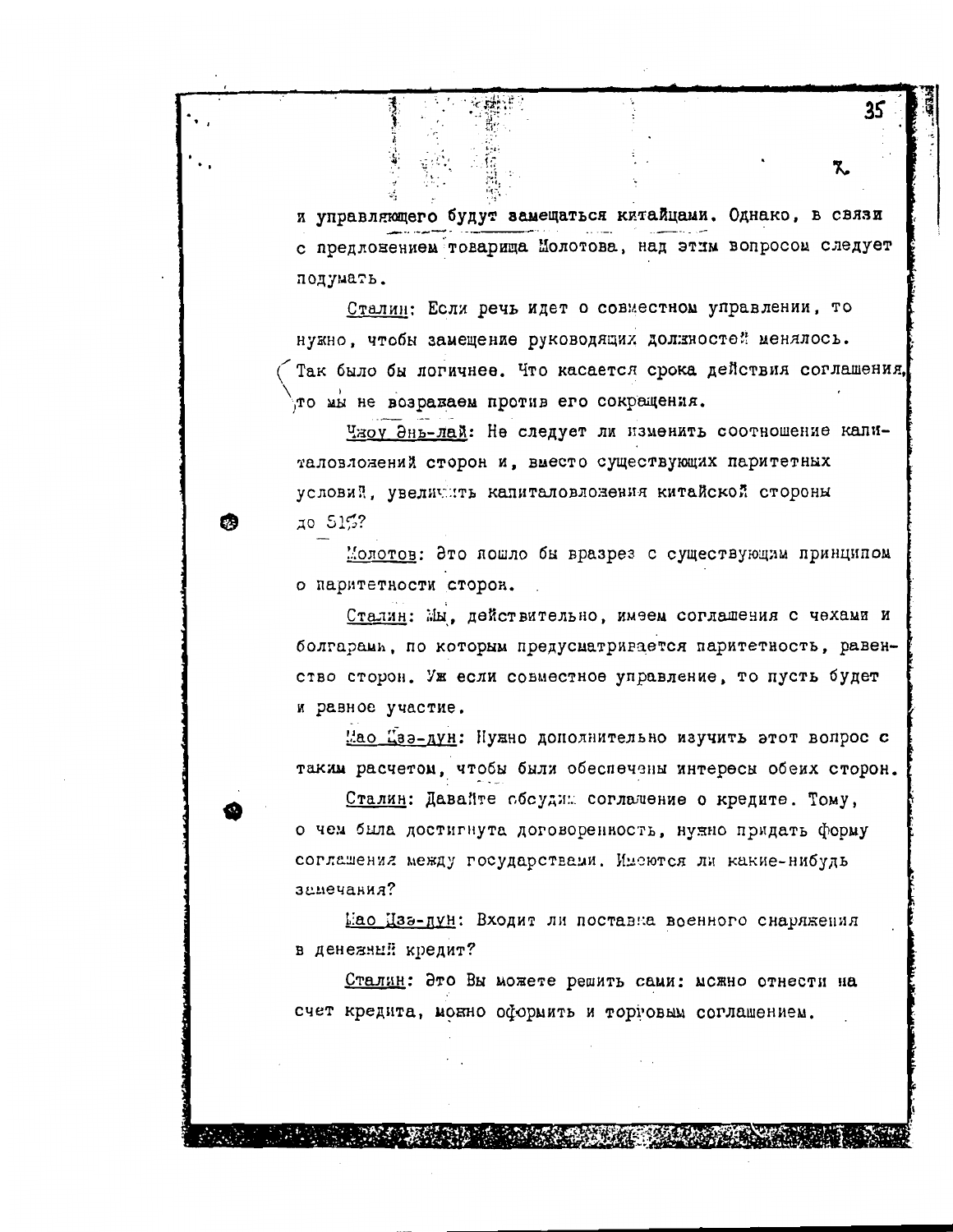и управляющего будут замещаться китайцами. Однако, в связи с предложением товарища Молотова, над этим вопросом следует подумать.

Сталин: Если речь идет о совместном управлении, то нужно, чтобы замещение руководящих должностей менялось. Так было бы логичнее. Что касается срока действия соглашения, то мы не возражаем против его сокращения.

Чжоу Энь-лай: Не следует ли изменить соотношение капиталовложений сторон и, вместо существующих паритетных условий, увеличить капиталовложения китайской стороны до 51%?

Молотов: Это пошло бы вразрез с существующим принципом о паритетности сторон.

Сталин: Мы, действительно, имеем соглашения с чехами и болгарами, по которым предусматривается паритетность, равенство сторон. Уж если совместное управление, то пусть будет и равное участие.

Мао Цзэ-дун: Нужно дополнительно изучить этот вопрос с таким расчетом, чтобы были обеспечены интересы обеих сторон.

Сталин: Давайте обсудим соглашение о кредите. Тому, о чем была достигнута договоренность, нужно придать форму соглашения между государствами. Имеются ли какие-нибудь замечания?

Мао Цзэ-дун: Входит ли поставка военного снаряжения в денежный кредит?

Сталин: Это Вы можете решить сами: можно отнести на счет кредита, можно оформить и торговым соглашением.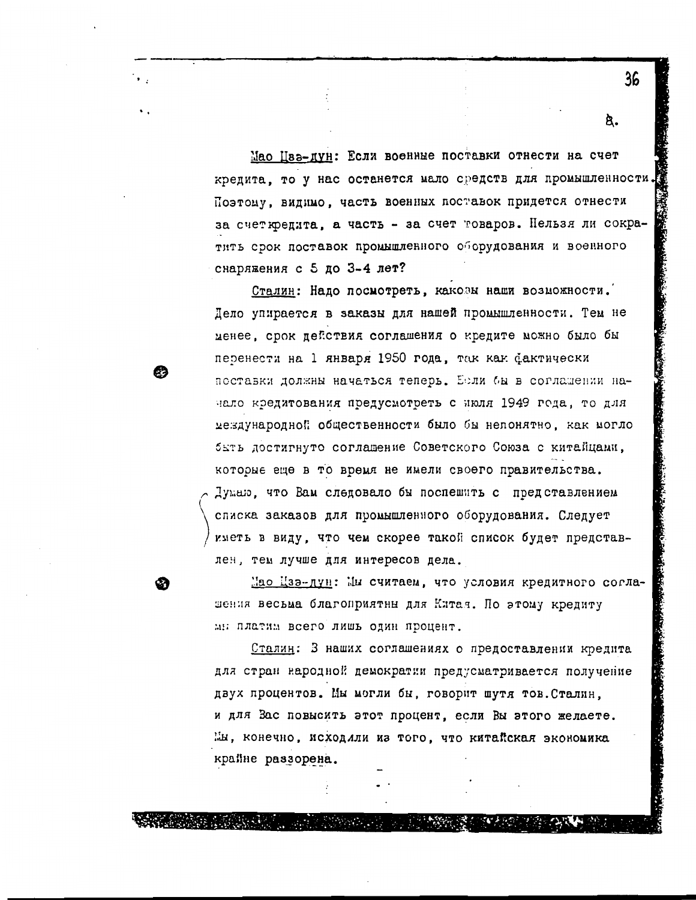8.

Мао Цзэ-дун: Если военные поставки отнести на счет кредита, то у нас останется мало средств для промышленности. Поэтому, видимо, часть военных поставок придется отнести за счет кредита, а часть - за счет товаров. Нельзя ли сократить срок поставок промышленного оборудования и военного снаряжения с 5 до 3-4 лет?

Сталин: Надо посмотреть, каковы наши возможности. Дело упирается в заказы для нашей промышленности. Тем не менее, срок действия соглашения о кредите можно было бы перенести на 1 января 1950 года, так как фактически поставки должны начаться теперь. Если бы в соглашении начало кредитования предусмотреть с июля 1949 года, то для международной общественности было бы непонятно, как могло быть достигнуто соглашение Советского Союза с китайцами, которые еще в то время не имели своего правительства. Думаю, что Вам следовало бы поспешить с представлением списка заказов для промышленного оборудования. Следует иметь в виду, что чем скорее такой список будет представлен, тем лучше для интересов дела.

Мао Цзэ-дун: Мы считаем, что условия кредитного соглашения весьма благоприятны для Китая. По этому кредиту мы платим всего лишь один процент.

Сталин: В наших соглашениях о предоставлении кредита для стран народной демократии предусматривается получение двух процентов. Мы могли бы, говорит шутя тов.Сталин, и для Вас повысить этот процент, если Вы этого желаете. Мы, конечно, исходили из того, что китайская экономика крайне раззорена.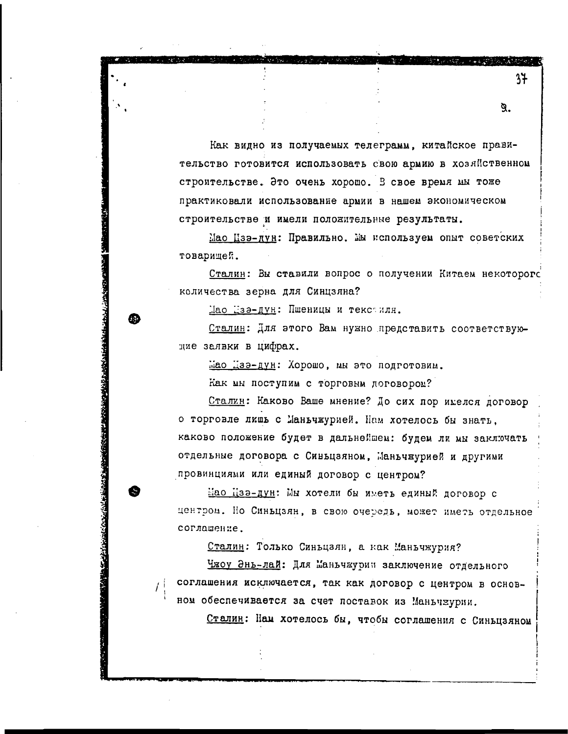Как видно из получаемых телеграмм, китайское правительство готовится использовать свою армию в хозяйственном строительстве. Это очень хорошо. В свое время мы тоже практиковали использование армии в нашем экономическом строительстве и имели положительные результаты.

Мао Цзэ-дун: Правильно. Мы используем опыт советских товарищей.

Сталин: Вы ставили вопрос о получении Китаем некоторого количества зерна для Синцзяна?

Мао Цзэ-дун: Пшеницы и текстиля.

Сталин: Для этого Вам нужно представить соответствующие заявки в цифрах.

Мао Цзэ-дун: Хорошо, мы это подготовим.

Как мы поступим с торговым договором?

Сталин: Каково Ваше мнение? До сих пор имелся договор о торговле лишь с Маньчжурией. Нам хотелось бы знать, каково положение будет в дальнейшем: будем ли мы заключать отдельные договора с Синьцзяном, Маньчжурией и другими провинциями или единый договор с центром?

Мао Цзэ-дун: Мы хотели бы иметь единый договор с центром. Но Синьцзян, в свою очередь, может иметь отдельное соглашение.

Сталин: Только Синьцзян, а как Маньчжурия?

Чжоу Энь-лай: Для Маньчжурии заключение отдельного соглашения исключается, так как договор с центром в основном обеспечивается за счет поставок из Маньчжурии.

Сталин: Нам хотелось бы, чтобы соглашения с Синьцзяном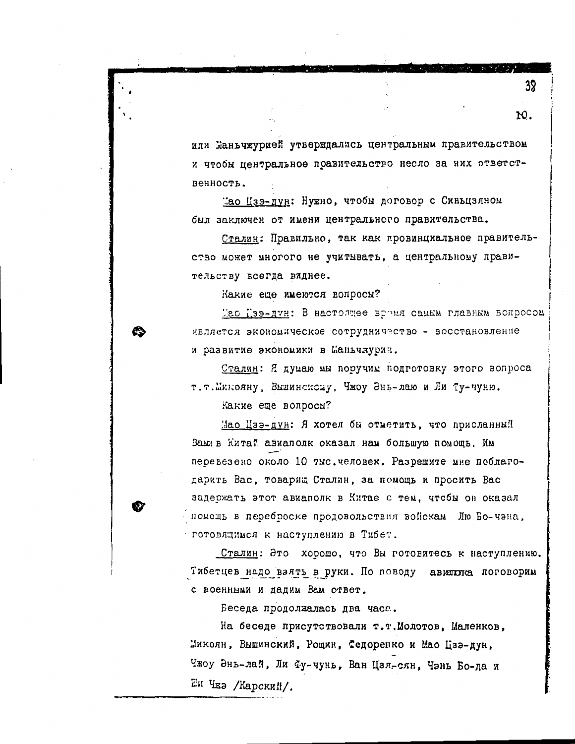или Маньчжурией утверждались центральным правительством и чтобы центральное правительство несло за них ответственность.

Мао Цзэ-дун: Нужно, чтобы договор с Синьцзяном был заключен от имени центрального правительства.

Сталин: Правильно, так как провинциальное правительство может многого не учитывать, а центральному правительству всегда виднее.

Какие еще имеются вопросы?

Мао Цзэ-дун: В настоящее время самым главным вопросом является экономическое сотрудничество - восстановление и развитие экономики в Маньчжурии.

Сталин: Я думаю мы поручим подготовку этого вопроса т.т.Микояну, Вышинскому, Чжоу Энь-лаю и Ли Фу-чуню.

Какие еще вопросы?

Мао Цзэ-дун: Я хотел бы отметить, что присланный Вами в Китай авиаполк оказал нам большую помощь. Им перевезено около 10 тыс.человек. Разрешите мне поблагодарить Вас, товарищ Сталин, за помощь и просить Вас задержать этот авиаполк в Китае с тем, чтобы он оказал помощь в переброске продовольствия войскам Лю Бо-чэна, готовящимся к наступлению в Тибет.

Сталин: Это хорошо, что Вы готовитесь к наступлению. Тибетцев надо взять в руки. По поводу авиаполка поговорим с военными и дадим Вам ответ.

Беседа продолжалась два часа.

На беседе присутствовали т.т.Молотов, Маленков, Микоян, Вышинский, Рощин, Федоренко и Мао Цзэ-дун, Чжоу Энь-лай, Ли Фу-чунь, Ван Цзя-сян, Чэнь Бо-да и Ши Чжэ /Карский/.